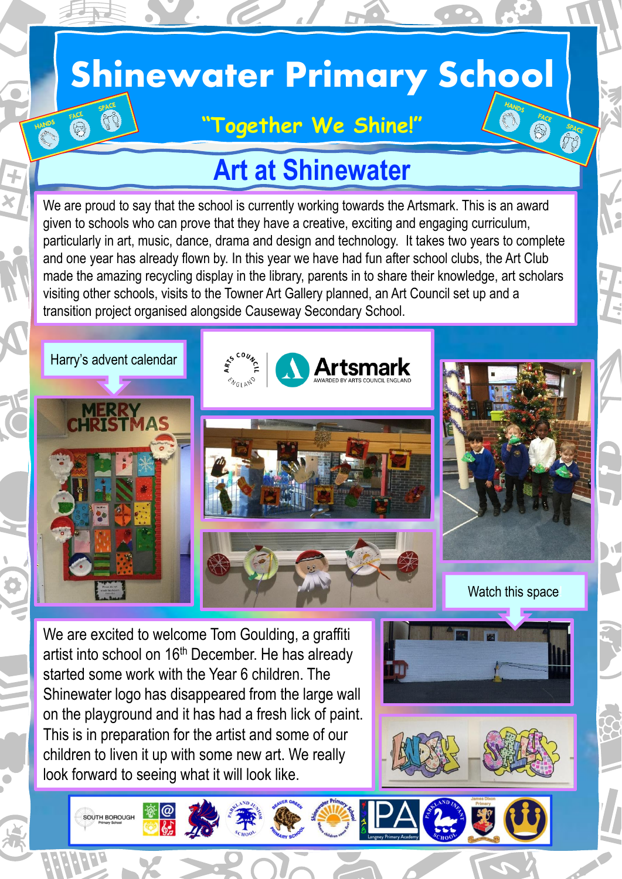# Shinewater Primary School

"Together We Shine!"

## Art at Shinewater

We are proud to say that the school is currently working towards the Artsmark. This is an award given to schools who can prove that they have a creative, exciting and engaging curriculum, particularly in art, music, dance, drama and design and technology. It takes two years to complete and one year has already flown by. In this year we have had fun after school clubs, the Art Club made the amazing recycling display in the library, parents in to share their knowledge, art scholars visiting other schools, visits to the Towner Art Gallery planned, an Art Council set up and a transition project organised alongside Causeway Secondary School.

Harry's advent calendar

Watch this space

We are excited to welcome Tom Goulding, a graffiti artist into school on 16th December. He has already started some work with the Year 6 children. The Shinewater logo has disappeared from the large wall on the playground and it has had a fresh lick of paint. This is in preparation for the artist and some of our children to liven it up with some new art. We really look forward to seeing what it will look like.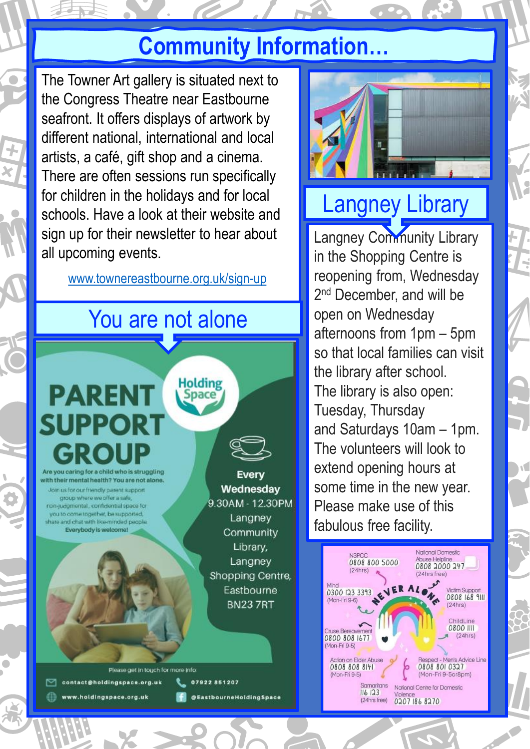# Community Information…

The Towner Art gallery is situated next to the Congress Theatre near Eastbourne seafront. It offers displays of artwork by different national, international and local artists, a café, gift shop and a cinema. There are often sessions run specifically for children in the holidays and for local schools. Have a look at their website and sign up for their newsletter to hear about all upcoming events.

www.townereastbourne.org.uk/sign-up

## You are not alone

**PARENT SUPPORT GROUP**

Holding Space

**Are you caring for a child who is struggling with their mental health? You are not alone.**

Join us for our friendly parent support group where we offer a safe, non-judgmental, confidential space for you to come together, be supported, share and chat with like-minded people.

**Everybody is welcome!**

**Every Wednesday**
9.30AM - 12.30PM
Langney Community Library, Langney Shopping Centre, Eastbourne BN23 7RT

Please get in touch for more info:

contact@holdingspace.org.uk
07922 851207
www.holdingspace.org.uk
@EastbourneHoldingSpace

## Langney Library

Langney Community Library in the Shopping Centre is reopening from, Wednesday 2nd December, and will be open on Wednesday afternoons from 1pm – 5pm so that local families can visit the library after school.

The library is also open: Tuesday, Thursday and Saturdays 10am – 1pm.

The volunteers will look to extend opening hours at some time in the new year. Please make use of this fabulous free facility.

**NEVER ALONE**

- NSPCC 0808 800 5000 (24hrs)
- National Domestic Abuse Helpline 0808 2000 247 (24hrs free)
- Mind 0300 123 3393 (Mon-Fri 9-6)
- Victim Support 0808 168 9111 (24hrs)
- ChildLine 0800 1111 (24hrs)
- Cruse Bereavement 0800 808 1677 (Mon-Fri 9-5)
- Action on Elder Abuse 0808 808 8141 (Mon-Fri 9-5)
- Respect - Men's Advice Line 0808 801 0327 (Mon-Fri 9-5or8pm)
- Samaritans 116 123 (24hrs free)
- National Centre for Domestic Violence 0207 186 8270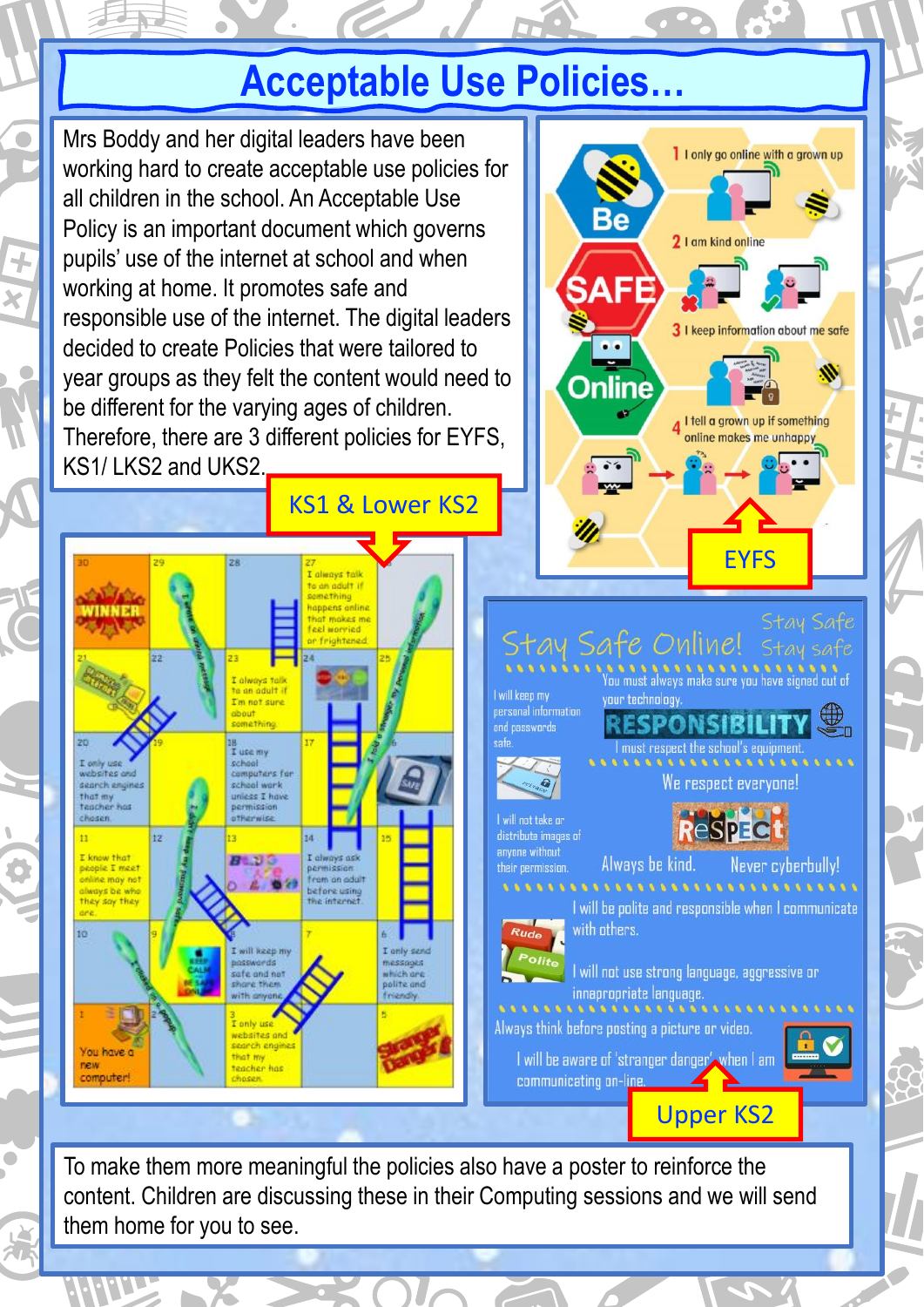# Acceptable Use Policies…

Mrs Boddy and her digital leaders have been working hard to create acceptable use policies for all children in the school. An Acceptable Use Policy is an important document which governs pupils' use of the internet at school and when working at home. It promotes safe and responsible use of the internet. The digital leaders decided to create Policies that were tailored to year groups as they felt the content would need to be different for the varying ages of children. Therefore, there are 3 different policies for EYFS, KS1/ LKS2 and UKS2.

**EYFS**

Be SAFE Online

1. I only go online with a grown up
2. I am kind online
3. I keep information about me safe
4. I tell a grown up if something online makes me unhappy

**KS1 & Lower KS2**

- 30 WINNER
- 29 I will not talk to strangers online
- 27 I always talk to an adult if something happens online that makes me feel worried or frightened.
- 25 I won't give a stranger my personal information
- 23 I always talk to an adult if I'm not sure about something.
- 20 I only use websites and search engines that my teacher has chosen.
- 18 I use my school computers for school work unless I have permission otherwise.
- 19 I won't keep my password safe
- 11 I know that people I meet online may not always be who they say they are.
- 14 I always ask permission from an adult before using the internet.
- 8 I will keep my passwords safe and not share them with anyone.
- 6 I only send messages which are polite and friendly.
- 10 I will send unkind messages to people
- 1 You have a new computer!
- 3 I only use websites and search engines that my teacher has chosen.
- 5 Stranger Danger

**Upper KS2**

Stay Safe Online! Stay Safe Stay safe

I will keep my personal information and passwords safe.

You must always make sure you have signed out of your technology.

RESPONSIBILITY

I must respect the school's equipment.

We respect everyone!

I will not take or distribute images of anyone without their permission.

RESPECT

Always be kind. Never cyberbully!

I will be polite and responsible when I communicate with others.

Rude Polite

I will not use strong language, aggressive or innapropriate language.

Always think before posting a picture or video.

I will be aware of 'stranger danger' when I am communicating on-line.

To make them more meaningful the policies also have a poster to reinforce the content. Children are discussing these in their Computing sessions and we will send them home for you to see.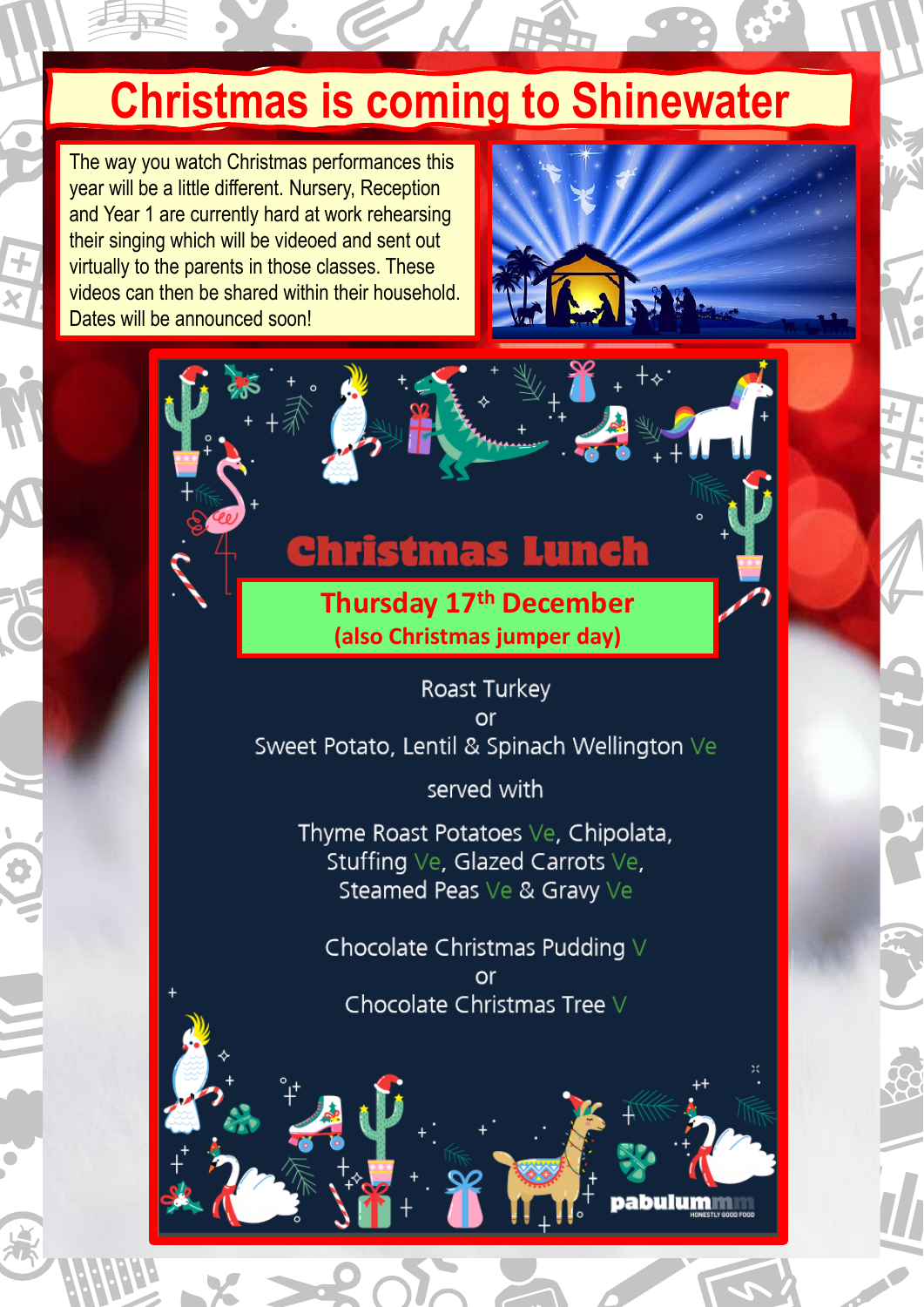# Christmas is coming to Shinewater

The way you watch Christmas performances this year will be a little different. Nursery, Reception and Year 1 are currently hard at work rehearsing their singing which will be videoed and sent out virtually to the parents in those classes. These videos can then be shared within their household. Dates will be announced soon!

## Christmas Lunch

**Thursday 17th December**
**(also Christmas jumper day)**

Roast Turkey
or
Sweet Potato, Lentil & Spinach Wellington Ve

served with

Thyme Roast Potatoes Ve, Chipolata, Stuffing Ve, Glazed Carrots Ve, Steamed Peas Ve & Gravy Ve

Chocolate Christmas Pudding V
or
Chocolate Christmas Tree V

pabulum
HONESTLY GOOD FOOD